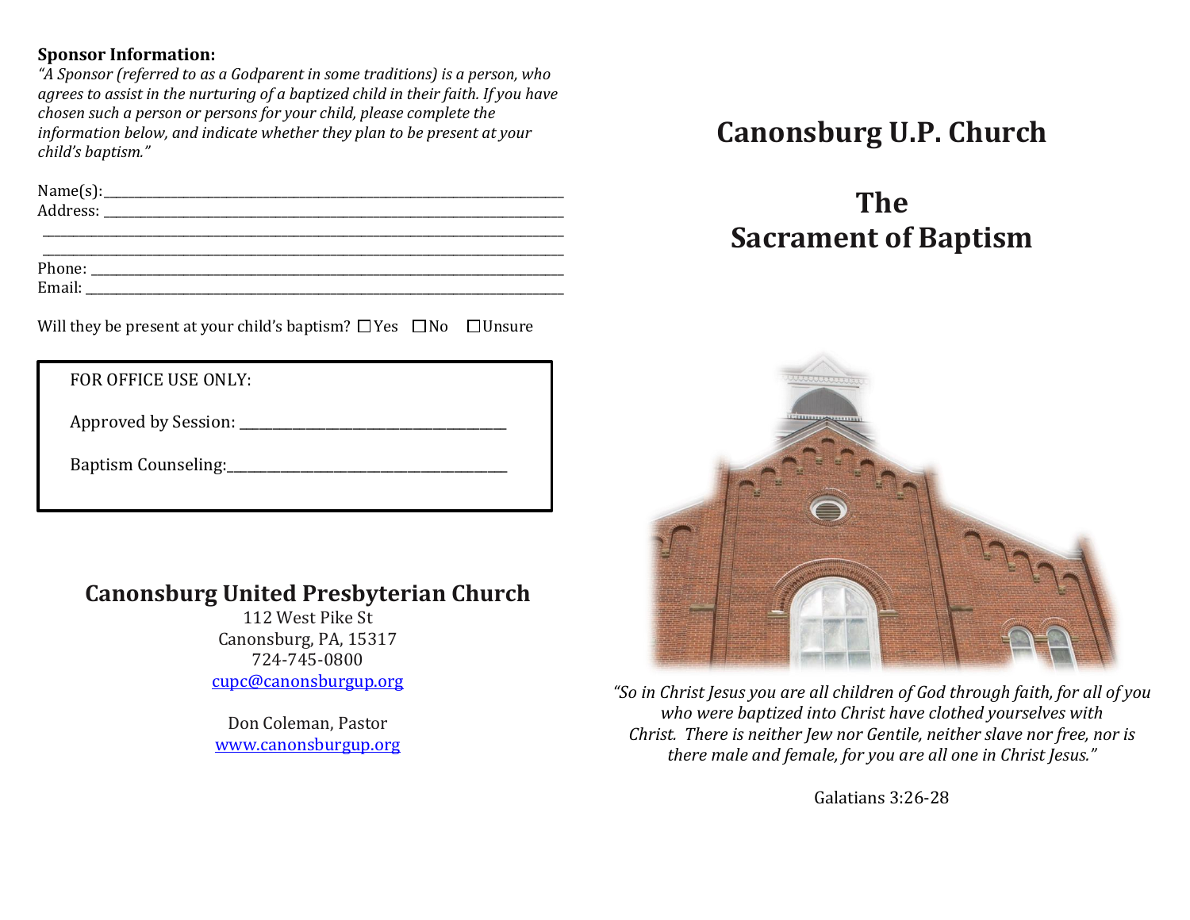**Sponsor Information:**

*"A Sponsor (referred to as a Godparent in some traditions) is a person, who agrees to assist in the nurturing of a baptized child in their faith. If you have chosen such a person or persons for your child, please complete the information below, and indicate whether they plan to be present at your child's baptism."*

Name(s): ______________________________________________

Address: ______________________________________________

_______________________________________________________

_______________________________________________________

Phone: ________________________________________________

Email: ________________________________________________

Will they be present at your child's baptism? ☐ Yes ☐ No ☐ Unsure

FOR OFFICE USE ONLY:

Approved by Session: ______________________________

Baptism Counseling: ______________________________

## Canonsburg United Presbyterian Church

112 West Pike St
Canonsburg, PA, 15317
724-745-0800
cupc@canonsburgup.org

Don Coleman, Pastor
www.canonsburgup.org

# Canonsburg U.P. Church

# The Sacrament of Baptism

*"So in Christ Jesus you are all children of God through faith, for all of you who were baptized into Christ have clothed yourselves with Christ. There is neither Jew nor Gentile, neither slave nor free, nor is there male and female, for you are all one in Christ Jesus."*

Galatians 3:26-28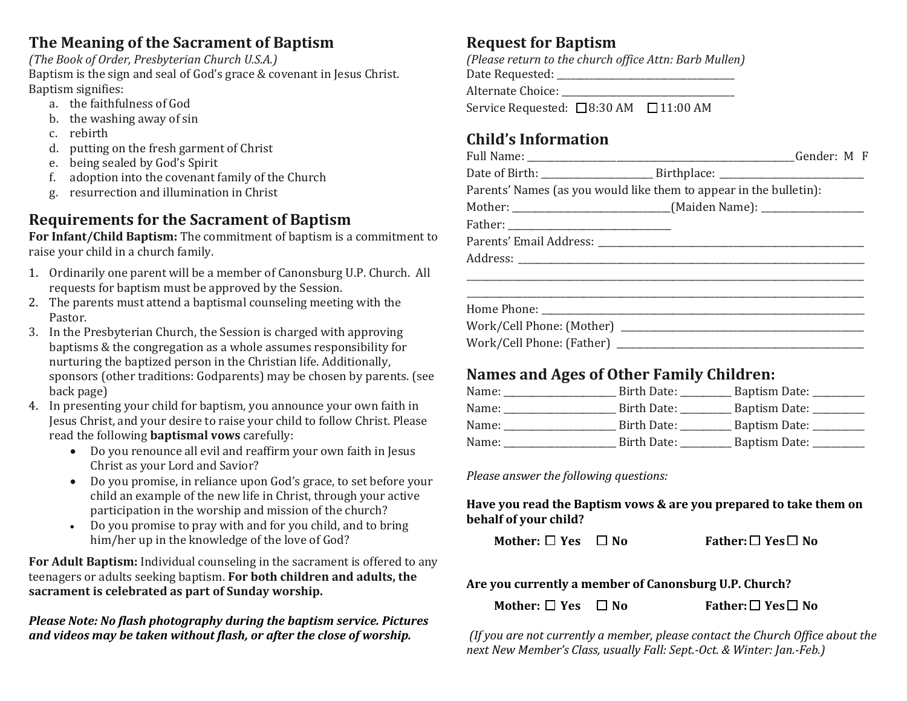## The Meaning of the Sacrament of Baptism

*(The Book of Order, Presbyterian Church U.S.A.)*
Baptism is the sign and seal of God's grace & covenant in Jesus Christ. Baptism signifies:

a. the faithfulness of God
b. the washing away of sin
c. rebirth
d. putting on the fresh garment of Christ
e. being sealed by God's Spirit
f. adoption into the covenant family of the Church
g. resurrection and illumination in Christ

## Requirements for the Sacrament of Baptism

**For Infant/Child Baptism:** The commitment of baptism is a commitment to raise your child in a church family.

1. Ordinarily one parent will be a member of Canonsburg U.P. Church. All requests for baptism must be approved by the Session.
2. The parents must attend a baptismal counseling meeting with the Pastor.
3. In the Presbyterian Church, the Session is charged with approving baptisms & the congregation as a whole assumes responsibility for nurturing the baptized person in the Christian life. Additionally, sponsors (other traditions: Godparents) may be chosen by parents. (see back page)
4. In presenting your child for baptism, you announce your own faith in Jesus Christ, and your desire to raise your child to follow Christ. Please read the following **baptismal vows** carefully:
   - Do you renounce all evil and reaffirm your own faith in Jesus Christ as your Lord and Savior?
   - Do you promise, in reliance upon God's grace, to set before your child an example of the new life in Christ, through your active participation in the worship and mission of the church?
   - Do you promise to pray with and for you child, and to bring him/her up in the knowledge of the love of God?

**For Adult Baptism:** Individual counseling in the sacrament is offered to any teenagers or adults seeking baptism. **For both children and adults, the sacrament is celebrated as part of Sunday worship.**

***Please Note: No flash photography during the baptism service. Pictures and videos may be taken without flash, or after the close of worship.***

## Request for Baptism

*(Please return to the church office Attn: Barb Mullen)*

Date Requested: ______________________

Alternate Choice: ______________________

Service Requested: ☐ 8:30 AM ☐ 11:00 AM

## Child's Information

Full Name: ______________________ Gender: M F

Date of Birth: ____________ Birthplace: ____________

Parents' Names (as you would like them to appear in the bulletin):

Mother: ____________________ (Maiden Name): ____________

Father: ____________________

Parents' Email Address: ______________________

Address: ______________________

______________________

______________________

Home Phone: ______________________

Work/Cell Phone: (Mother) ______________________

Work/Cell Phone: (Father) ______________________

## Names and Ages of Other Family Children:

Name: ____________ Birth Date: ________ Baptism Date: ________

Name: ____________ Birth Date: ________ Baptism Date: ________

Name: ____________ Birth Date: ________ Baptism Date: ________

Name: ____________ Birth Date: ________ Baptism Date: ________

*Please answer the following questions:*

**Have you read the Baptism vows & are you prepared to take them on behalf of your child?**

**Mother:** ☐ **Yes** ☐ **No** **Father:** ☐ **Yes** ☐ **No**

**Are you currently a member of Canonsburg U.P. Church?**

**Mother:** ☐ **Yes** ☐ **No** **Father:** ☐ **Yes** ☐ **No**

*(If you are not currently a member, please contact the Church Office about the next New Member's Class, usually Fall: Sept.-Oct. & Winter: Jan.-Feb.)*